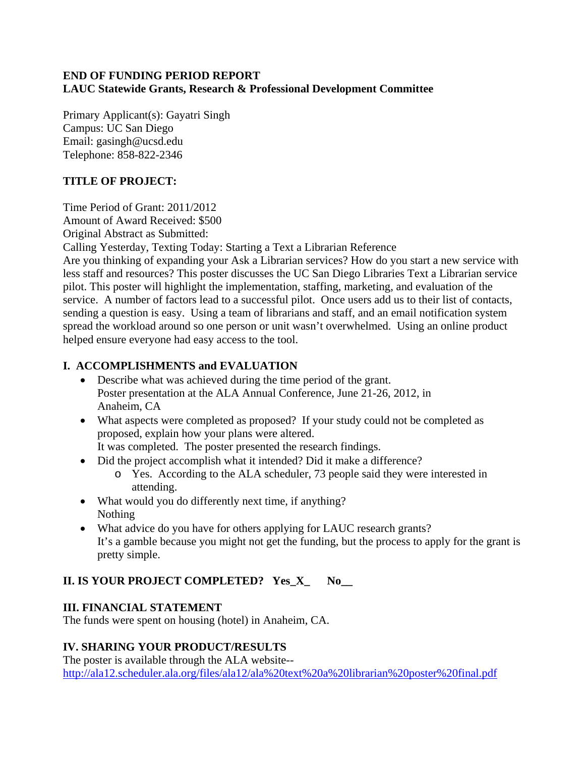**END OF FUNDING PERIOD REPORT**
**LAUC Statewide Grants, Research & Professional Development Committee**

Primary Applicant(s): Gayatri Singh
Campus: UC San Diego
Email: gasingh@ucsd.edu
Telephone: 858-822-2346

**TITLE OF PROJECT:**

Time Period of Grant: 2011/2012
Amount of Award Received: $500
Original Abstract as Submitted:
Calling Yesterday, Texting Today: Starting a Text a Librarian Reference
Are you thinking of expanding your Ask a Librarian services? How do you start a new service with less staff and resources? This poster discusses the UC San Diego Libraries Text a Librarian service pilot. This poster will highlight the implementation, staffing, marketing, and evaluation of the service. A number of factors lead to a successful pilot. Once users add us to their list of contacts, sending a question is easy. Using a team of librarians and staff, and an email notification system spread the workload around so one person or unit wasn't overwhelmed. Using an online product helped ensure everyone had easy access to the tool.

## I. ACCOMPLISHMENTS and EVALUATION

- Describe what was achieved during the time period of the grant.
  Poster presentation at the ALA Annual Conference, June 21-26, 2012, in Anaheim, CA
- What aspects were completed as proposed? If your study could not be completed as proposed, explain how your plans were altered.
  It was completed. The poster presented the research findings.
- Did the project accomplish what it intended? Did it make a difference?
  - Yes. According to the ALA scheduler, 73 people said they were interested in attending.
- What would you do differently next time, if anything?
  Nothing
- What advice do you have for others applying for LAUC research grants?
  It's a gamble because you might not get the funding, but the process to apply for the grant is pretty simple.

## II. IS YOUR PROJECT COMPLETED? Yes_X_ No__

## III. FINANCIAL STATEMENT

The funds were spent on housing (hotel) in Anaheim, CA.

## IV. SHARING YOUR PRODUCT/RESULTS

The poster is available through the ALA website--
http://ala12.scheduler.ala.org/files/ala12/ala%20text%20a%20librarian%20poster%20final.pdf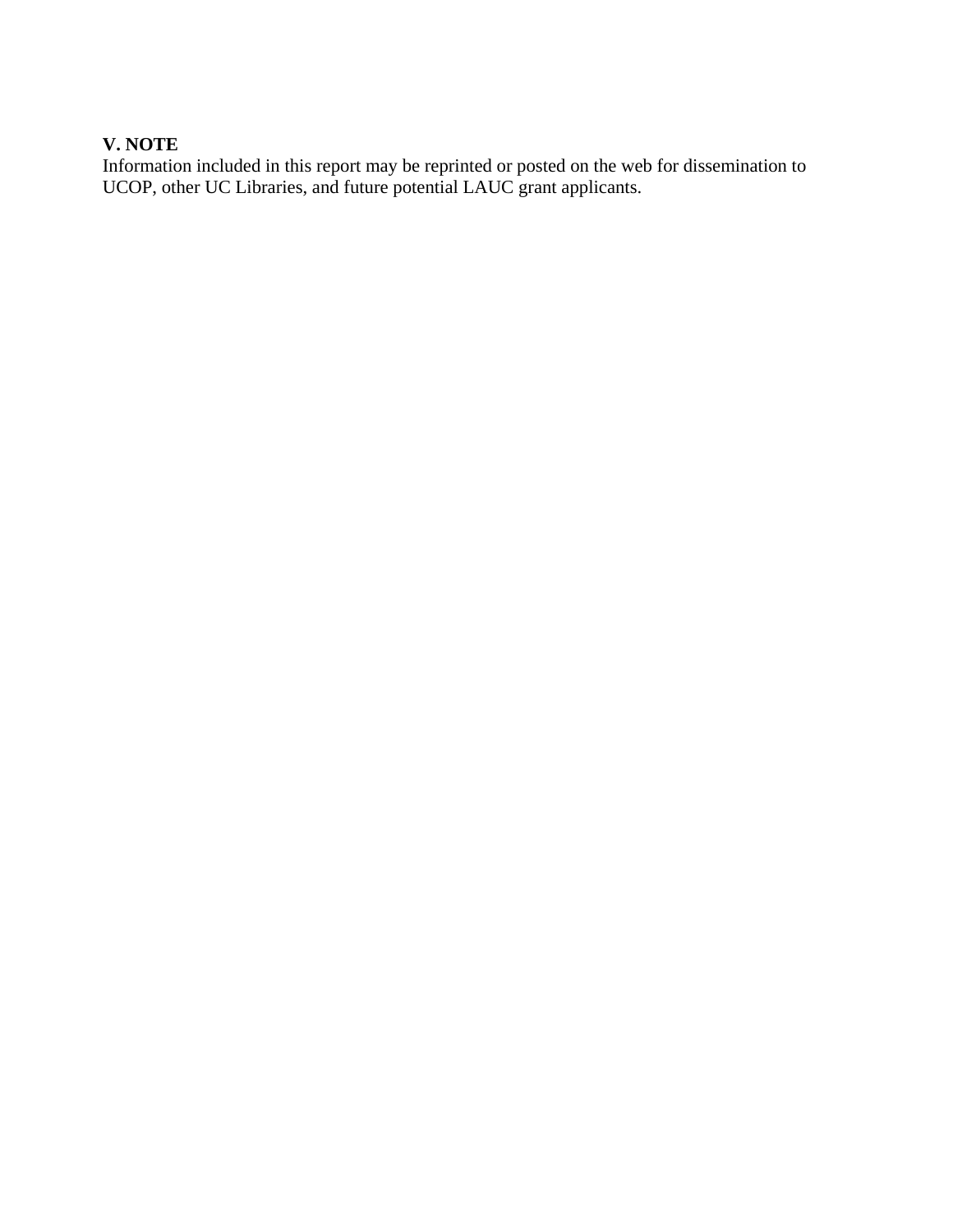**V. NOTE**

Information included in this report may be reprinted or posted on the web for dissemination to UCOP, other UC Libraries, and future potential LAUC grant applicants.